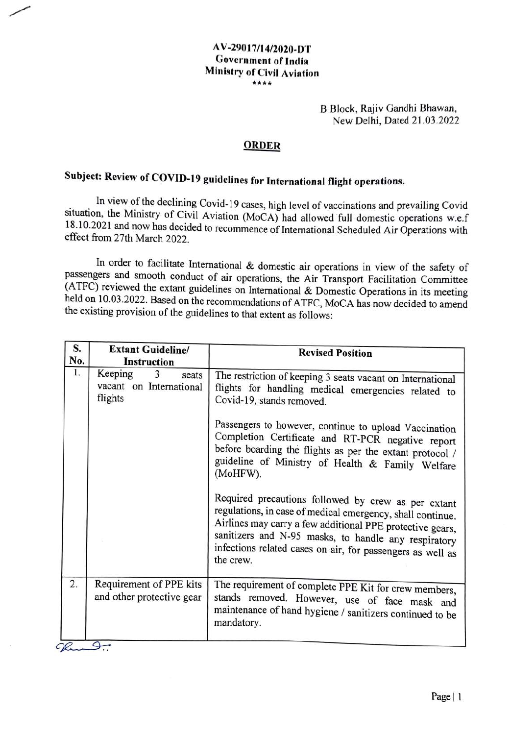**AV-29017/14/2020-DT**
**Government of India**
**Ministry of Civil Aviation**
\*\*\*\*

B Block, Rajiv Gandhi Bhawan,
New Delhi, Dated 21.03.2022

## ORDER

### Subject: Review of COVID-19 guidelines for International flight operations.

In view of the declining Covid-19 cases, high level of vaccinations and prevailing Covid situation, the Ministry of Civil Aviation (MoCA) had allowed full domestic operations w.e.f 18.10.2021 and now has decided to recommence of International Scheduled Air Operations with effect from 27th March 2022.

In order to facilitate International & domestic air operations in view of the safety of passengers and smooth conduct of air operations, the Air Transport Facilitation Committee (ATFC) reviewed the extant guidelines on International & Domestic Operations in its meeting held on 10.03.2022. Based on the recommendations of ATFC, MoCA has now decided to amend the existing provision of the guidelines to that extent as follows:

| S. No. | Extant Guideline/ Instruction | Revised Position |
|---|---|---|
| 1. | Keeping 3 seats vacant on International flights | The restriction of keeping 3 seats vacant on International flights for handling medical emergencies related to Covid-19, stands removed.<br><br>Passengers to however, continue to upload Vaccination Completion Certificate and RT-PCR negative report before boarding the flights as per the extant protocol / guideline of Ministry of Health & Family Welfare (MoHFW).<br><br>Required precautions followed by crew as per extant regulations, in case of medical emergency, shall continue. Airlines may carry a few additional PPE protective gears, sanitizers and N-95 masks, to handle any respiratory infections related cases on air, for passengers as well as the crew. |
| 2. | Requirement of PPE kits and other protective gear | The requirement of complete PPE Kit for crew members, stands removed. However, use of face mask and maintenance of hand hygiene / sanitizers continued to be mandatory. |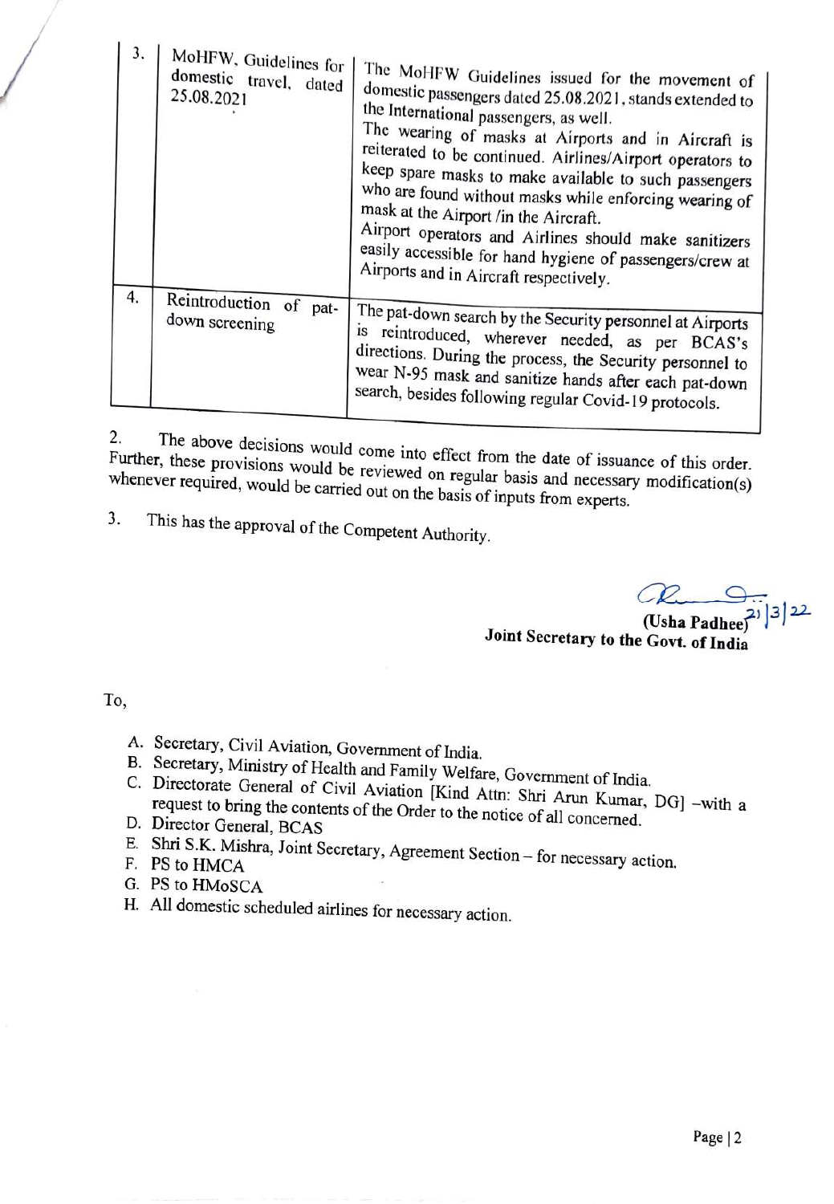| | | |
|---|---|---|
| 3. | MoHFW, Guidelines for domestic travel, dated 25.08.2021 | The MoHFW Guidelines issued for the movement of domestic passengers dated 25.08.2021, stands extended to the International passengers, as well. The wearing of masks at Airports and in Aircraft is reiterated to be continued. Airlines/Airport operators to keep spare masks to make available to such passengers who are found without masks while enforcing wearing of mask at the Airport /in the Aircraft. Airport operators and Airlines should make sanitizers easily accessible for hand hygiene of passengers/crew at Airports and in Aircraft respectively. |
| 4. | Reintroduction of pat-down screening | The pat-down search by the Security personnel at Airports is reintroduced, wherever needed, as per BCAS's directions. During the process, the Security personnel to wear N-95 mask and sanitize hands after each pat-down search, besides following regular Covid-19 protocols. |

2. The above decisions would come into effect from the date of issuance of this order. Further, these provisions would be reviewed on regular basis and necessary modification(s) whenever required, would be carried out on the basis of inputs from experts.

3. This has the approval of the Competent Authority.

21/3/22
**(Usha Padhee)**
**Joint Secretary to the Govt. of India**

To,

A. Secretary, Civil Aviation, Government of India.
B. Secretary, Ministry of Health and Family Welfare, Government of India.
C. Directorate General of Civil Aviation [Kind Attn: Shri Arun Kumar, DG] –with a request to bring the contents of the Order to the notice of all concerned.
D. Director General, BCAS
E. Shri S.K. Mishra, Joint Secretary, Agreement Section – for necessary action.
F. PS to HMCA
G. PS to HMoSCA
H. All domestic scheduled airlines for necessary action.